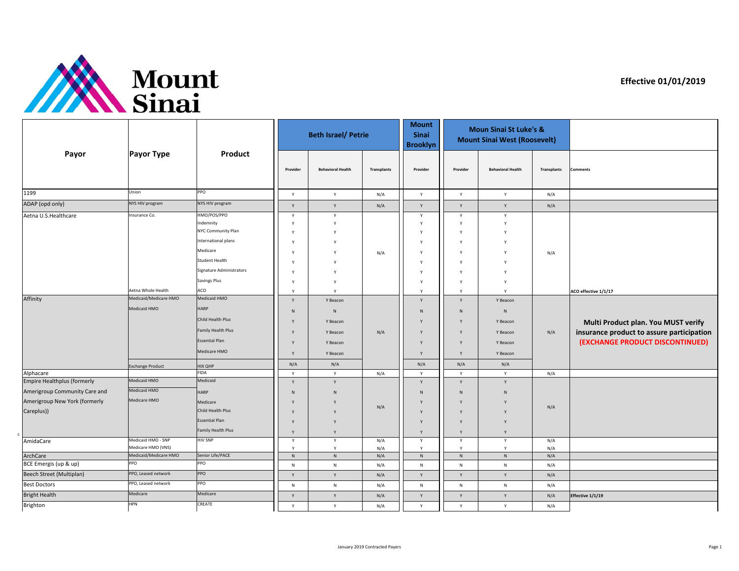# Mount Sinai

**Effective 01/01/2019**

| Payor | Payor Type | Product | Beth Israel/ Petrie | | | Mount Sinai Brooklyn | Moun Sinai St Luke's & Mount Sinai West (Roosevelt) | | | Comments |
|---|---|---|---|---|---|---|---|---|---|---|
| | | | Provider | Behavioral Health | Transplants | Provider | Provider | Behavioral Health | Transplants | |
| 1199 | Union | PPO | Y | Y | N/A | Y | Y | Y | N/A | |
| ADAP (opd only) | NYS HIV program | NYS HIV program | Y | Y | N/A | Y | Y | Y | N/A | |
| Aetna U.S.Healthcare | Insurance Co. | HMO/POS/PPO | Y | Y | N/A | Y | Y | Y | N/A | |
| | | Indemnity | Y | Y | | Y | Y | Y | | |
| | | NYC Community Plan | Y | Y | | Y | Y | Y | | |
| | | International plans | Y | Y | | Y | Y | Y | | |
| | | Medicare | Y | Y | | Y | Y | Y | | |
| | | Student Health | Y | Y | | Y | Y | Y | | |
| | | Signature Administrators | Y | Y | | Y | Y | Y | | |
| | | Savings Plus | Y | Y | | Y | Y | Y | | |
| | Aetna Whole Health | ACO | Y | Y | | Y | Y | Y | | ACO effective 1/1/17 |
| Affinity | Medicaid/Medicare HMO | Medicaid HMO | Y | Y Beacon | N/A | Y | Y | Y Beacon | N/A | **Multi Product plan. You MUST verify insurance product to assure participation** **(EXCHANGE PRODUCT DISCONTINUED)** |
| | Medicaid HMO | HARP | N | N | | N | N | N | | |
| | | Child Health Plus | Y | Y Beacon | | Y | Y | Y Beacon | | |
| | | Family Health Plus | Y | Y Beacon | | Y | Y | Y Beacon | | |
| | | Essential Plan | Y | Y Beacon | | Y | Y | Y Beacon | | |
| | | Medicare HMO | Y | Y Beacon | | Y | Y | Y Beacon | | |
| | Exchange Product | HIX QHP | N/A | N/A | | N/A | N/A | N/A | | |
| Alphacare | | FIDA | Y | Y | N/A | Y | Y | Y | N/A | |
| Empire Healthplus (formerly Amerigroup Community Care and Amerigroup New York (formerly Careplus)) | Medicaid HMO | Medicaid | Y | Y | N/A | Y | Y | Y | N/A | |
| | Medicaid HMO | HARP | N | N | | N | N | N | | |
| | Medicare HMO | Medicare | Y | Y | | Y | Y | Y | | |
| | | Child Health Plus | Y | Y | | Y | Y | Y | | |
| | | Essential Plan | Y | Y | | Y | Y | Y | | |
| | | Family Health Plus | Y | Y | | Y | Y | Y | | |
| AmidaCare | Medicaid HMO - SNP | HIV SNP | Y | Y | N/A | Y | Y | Y | N/A | |
| | Medicare HMO (VNS) | | Y | Y | N/A | Y | Y | Y | N/A | |
| ArchCare | Medicaid/Medicare HMO | Senior Life/PACE | N | N | N/A | N | N | N | N/A | |
| BCE Emergis (up & up) | PPO | PPO | N | N | N/A | N | N | N | N/A | |
| Beech Street (Multiplan) | PPO, Leased network | PPO | Y | Y | N/A | Y | Y | Y | N/A | |
| Best Doctors | PPO, Leased network | PPO | N | N | N/A | N | N | N | N/A | |
| Bright Health | Medicare | Medicare | Y | Y | N/A | Y | Y | Y | N/A | Effective 1/1/19 |
| Brighton | HPN | CREATE | Y | Y | N/A | Y | Y | Y | N/A | |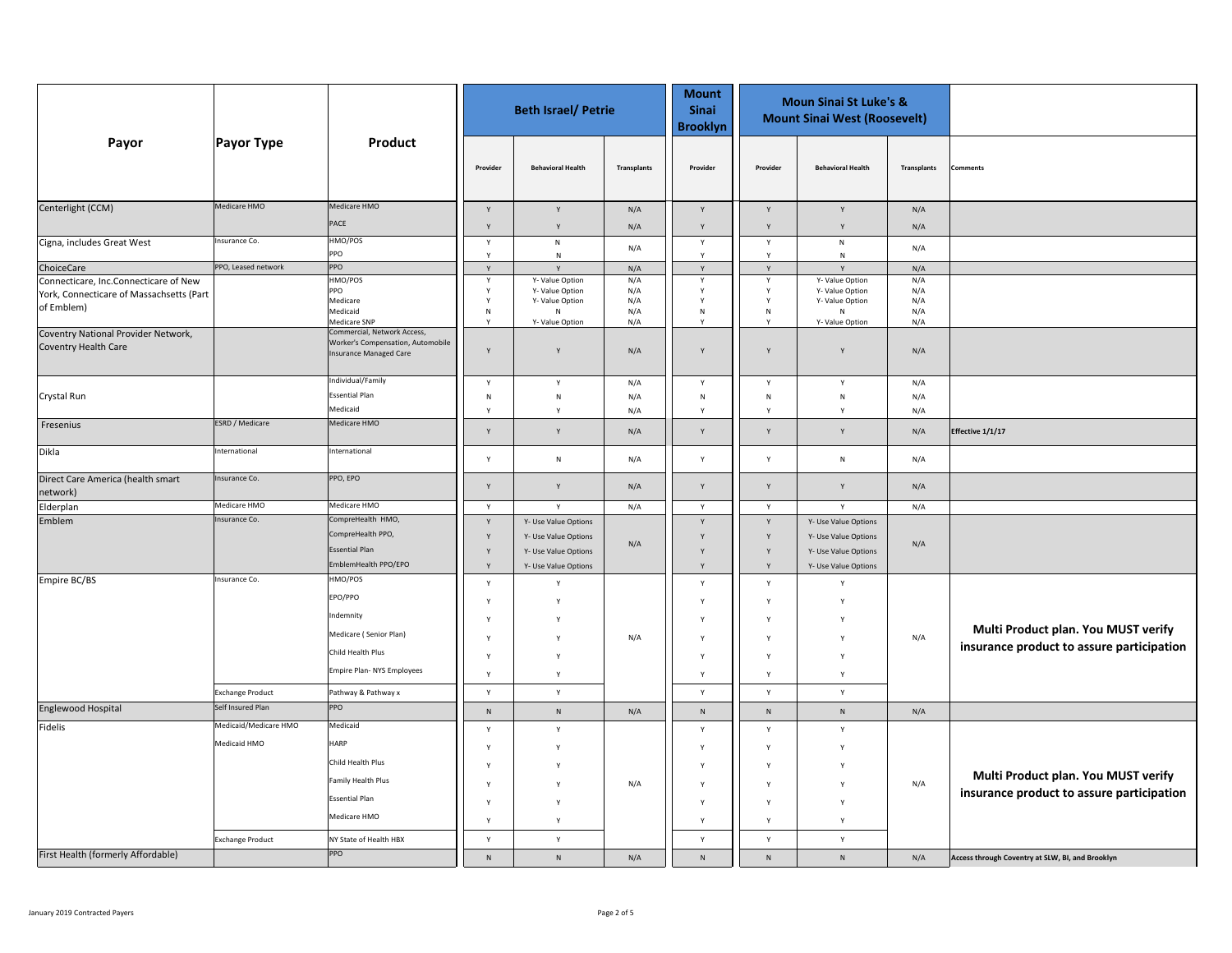| Payor | Payor Type | Product | Beth Israel/ Petrie | | | Mount Sinai Brooklyn | Moun Sinai St Luke's & Mount Sinai West (Roosevelt) | | | Comments |
|---|---|---|---|---|---|---|---|---|---|---|
| | | | Provider | Behavioral Health | Transplants | Provider | Provider | Behavioral Health | Transplants | |
| Centerlight (CCM) | Medicare HMO | Medicare HMO | Y | Y | N/A | Y | Y | Y | N/A | |
| | | PACE | Y | Y | N/A | Y | Y | Y | N/A | |
| Cigna, includes Great West | Insurance Co. | HMO/POS | Y | N | N/A | Y | Y | N | N/A | |
| | | PPO | Y | N | | Y | Y | N | | |
| ChoiceCare | PPO, Leased network | PPO | Y | Y | N/A | Y | Y | Y | N/A | |
| Connecticare, Inc.Connecticare of New York, Connecticare of Massachsetts (Part of Emblem) | | HMO/POS | Y | Y- Value Option | N/A | Y | Y | Y- Value Option | N/A | |
| | | PPO | Y | Y- Value Option | N/A | Y | Y | Y- Value Option | N/A | |
| | | Medicare | Y | Y- Value Option | N/A | Y | Y | Y- Value Option | N/A | |
| | | Medicaid | N | N | N/A | N | N | N | N/A | |
| | | Medicare SNP | Y | Y- Value Option | N/A | Y | Y | Y- Value Option | N/A | |
| Coventry National Provider Network, Coventry Health Care | | Commercial, Network Access, Worker's Compensation, Automobile Insurance Managed Care | Y | Y | N/A | Y | Y | Y | N/A | |
| Crystal Run | | Individual/Family | Y | Y | N/A | Y | Y | Y | N/A | |
| | | Essential Plan | N | N | N/A | N | N | N | N/A | |
| | | Medicaid | Y | Y | N/A | Y | Y | Y | N/A | |
| Fresenius | ESRD / Medicare | Medicare HMO | Y | Y | N/A | Y | Y | Y | N/A | Effective 1/1/17 |
| Dikla | International | International | Y | N | N/A | Y | Y | N | N/A | |
| Direct Care America (health smart network) | Insurance Co. | PPO, EPO | Y | Y | N/A | Y | Y | Y | N/A | |
| Elderplan | Medicare HMO | Medicare HMO | Y | Y | N/A | Y | Y | Y | N/A | |
| Emblem | Insurance Co. | CompreHealth HMO, | Y | Y- Use Value Options | N/A | Y | Y | Y- Use Value Options | N/A | |
| | | CompreHealth PPO, | Y | Y- Use Value Options | | Y | Y | Y- Use Value Options | | |
| | | Essential Plan | Y | Y- Use Value Options | | Y | Y | Y- Use Value Options | | |
| | | EmblemHealth PPO/EPO | Y | Y- Use Value Options | | Y | Y | Y- Use Value Options | | |
| Empire BC/BS | Insurance Co. | HMO/POS | Y | Y | N/A | Y | Y | Y | N/A | **Multi Product plan. You MUST verify insurance product to assure participation** |
| | | EPO/PPO | Y | Y | | Y | Y | Y | | |
| | | Indemnity | Y | Y | | Y | Y | Y | | |
| | | Medicare ( Senior Plan) | Y | Y | | Y | Y | Y | | |
| | | Child Health Plus | Y | Y | | Y | Y | Y | | |
| | | Empire Plan- NYS Employees | Y | Y | | Y | Y | Y | | |
| | Exchange Product | Pathway & Pathway x | Y | Y | | Y | Y | Y | | |
| Englewood Hospital | Self Insured Plan | PPO | N | N | N/A | N | N | N | N/A | |
| Fidelis | Medicaid/Medicare HMO | Medicaid | Y | Y | N/A | Y | Y | Y | N/A | **Multi Product plan. You MUST verify insurance product to assure participation** |
| | Medicaid HMO | HARP | Y | Y | | Y | Y | Y | | |
| | | Child Health Plus | Y | Y | | Y | Y | Y | | |
| | | Family Health Plus | Y | Y | | Y | Y | Y | | |
| | | Essential Plan | Y | Y | | Y | Y | Y | | |
| | | Medicare HMO | Y | Y | | Y | Y | Y | | |
| | Exchange Product | NY State of Health HBX | Y | Y | | Y | Y | Y | | |
| First Health (formerly Affordable) | | PPO | N | N | N/A | N | N | N | N/A | Access through Coventry at SLW, BI, and Brooklyn |

January 2019 Contracted Payers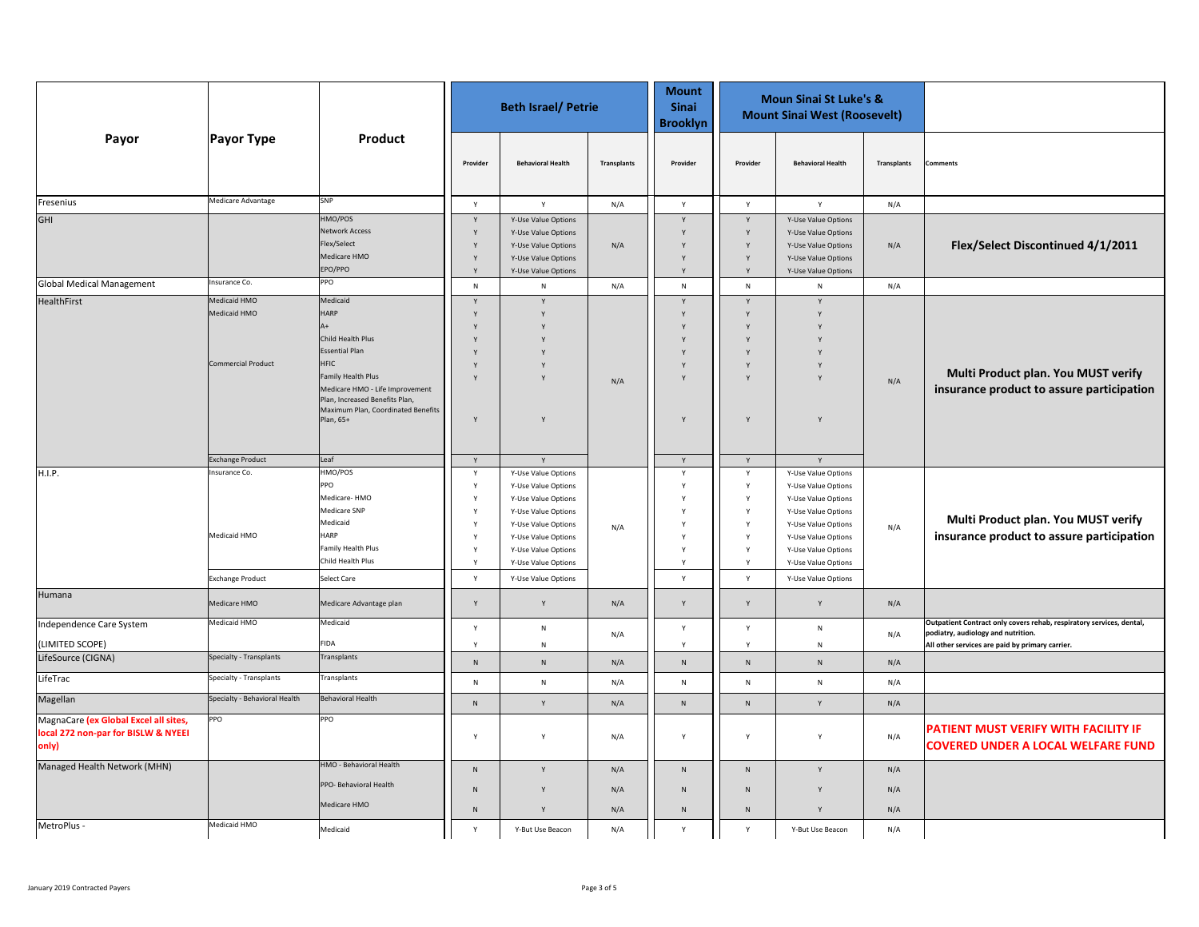| Payor | Payor Type | Product | Beth Israel/ Petrie | | | Mount Sinai Brooklyn | Moun Sinai St Luke's & Mount Sinai West (Roosevelt) | | | |
|---|---|---|---|---|---|---|---|---|---|---|
| | | | Provider | Behavioral Health | Transplants | Provider | Provider | Behavioral Health | Transplants | Comments |
| Fresenius | Medicare Advantage | SNP | Y | Y | N/A | Y | Y | Y | N/A | |
| GHI | | HMO/POS | Y | Y-Use Value Options | N/A | Y | Y | Y-Use Value Options | N/A | **Flex/Select Discontinued 4/1/2011** |
| | | Network Access | Y | Y-Use Value Options | | Y | Y | Y-Use Value Options | | |
| | | Flex/Select | Y | Y-Use Value Options | | Y | Y | Y-Use Value Options | | |
| | | Medicare HMO | Y | Y-Use Value Options | | Y | Y | Y-Use Value Options | | |
| | | EPO/PPO | Y | Y-Use Value Options | | Y | Y | Y-Use Value Options | | |
| Global Medical Management | Insurance Co. | PPO | N | N | N/A | N | N | N | N/A | |
| HealthFirst | Medicaid HMO | Medicaid | Y | Y | N/A | Y | Y | Y | N/A | **Multi Product plan. You MUST verify insurance product to assure participation** |
| | Medicaid HMO | HARP | Y | Y | | Y | Y | Y | | |
| | | A+ | Y | Y | | Y | Y | Y | | |
| | | Child Health Plus | Y | Y | | Y | Y | Y | | |
| | | Essential Plan | Y | Y | | Y | Y | Y | | |
| | Commercial Product | HFIC | Y | Y | | Y | Y | Y | | |
| | | Family Health Plus | Y | Y | | Y | Y | Y | | |
| | | Medicare HMO - Life Improvement Plan, Increased Benefits Plan, Maximum Plan, Coordinated Benefits Plan, 65+ | Y | Y | | Y | Y | Y | | |
| | Exchange Product | Leaf | Y | Y | | Y | Y | Y | | |
| H.I.P. | Insurance Co. | HMO/POS | Y | Y-Use Value Options | N/A | Y | Y | Y-Use Value Options | N/A | **Multi Product plan. You MUST verify insurance product to assure participation** |
| | | PPO | Y | Y-Use Value Options | | Y | Y | Y-Use Value Options | | |
| | | Medicare- HMO | Y | Y-Use Value Options | | Y | Y | Y-Use Value Options | | |
| | | Medicare SNP | Y | Y-Use Value Options | | Y | Y | Y-Use Value Options | | |
| | | Medicaid | Y | Y-Use Value Options | | Y | Y | Y-Use Value Options | | |
| | Medicaid HMO | HARP | Y | Y-Use Value Options | | Y | Y | Y-Use Value Options | | |
| | | Family Health Plus | Y | Y-Use Value Options | | Y | Y | Y-Use Value Options | | |
| | | Child Health Plus | Y | Y-Use Value Options | | Y | Y | Y-Use Value Options | | |
| | Exchange Product | Select Care | Y | Y-Use Value Options | | Y | Y | Y-Use Value Options | | |
| Humana | Medicare HMO | Medicare Advantage plan | Y | Y | N/A | Y | Y | Y | N/A | |
| Independence Care System (LIMITED SCOPE) | Medicaid HMO | Medicaid | Y | N | N/A | Y | Y | N | N/A | **Outpatient Contract only covers rehab, respiratory services, dental, podiatry, audiology and nutrition. All other services are paid by primary carrier.** |
| | | FIDA | Y | N | | Y | Y | N | | |
| LifeSource (CIGNA) | Specialty - Transplants | Transplants | N | N | N/A | N | N | N | N/A | |
| LifeTrac | Specialty - Transplants | Transplants | N | N | N/A | N | N | N | N/A | |
| Magellan | Specialty - Behavioral Health | Behavioral Health | N | Y | N/A | N | N | Y | N/A | |
| MagnaCare **(ex Global Excel all sites, local 272 non-par for BISLW & NYEEI only)** | PPO | PPO | Y | Y | N/A | Y | Y | Y | N/A | **PATIENT MUST VERIFY WITH FACILITY IF COVERED UNDER A LOCAL WELFARE FUND** |
| Managed Health Network (MHN) | | HMO - Behavioral Health | N | Y | N/A | N | N | Y | N/A | |
| | | PPO- Behavioral Health | N | Y | N/A | N | N | Y | N/A | |
| | | Medicare HMO | N | Y | N/A | N | N | Y | N/A | |
| MetroPlus - | Medicaid HMO | Medicaid | Y | Y-But Use Beacon | N/A | Y | Y | Y-But Use Beacon | N/A | |

January 2019 Contracted Payers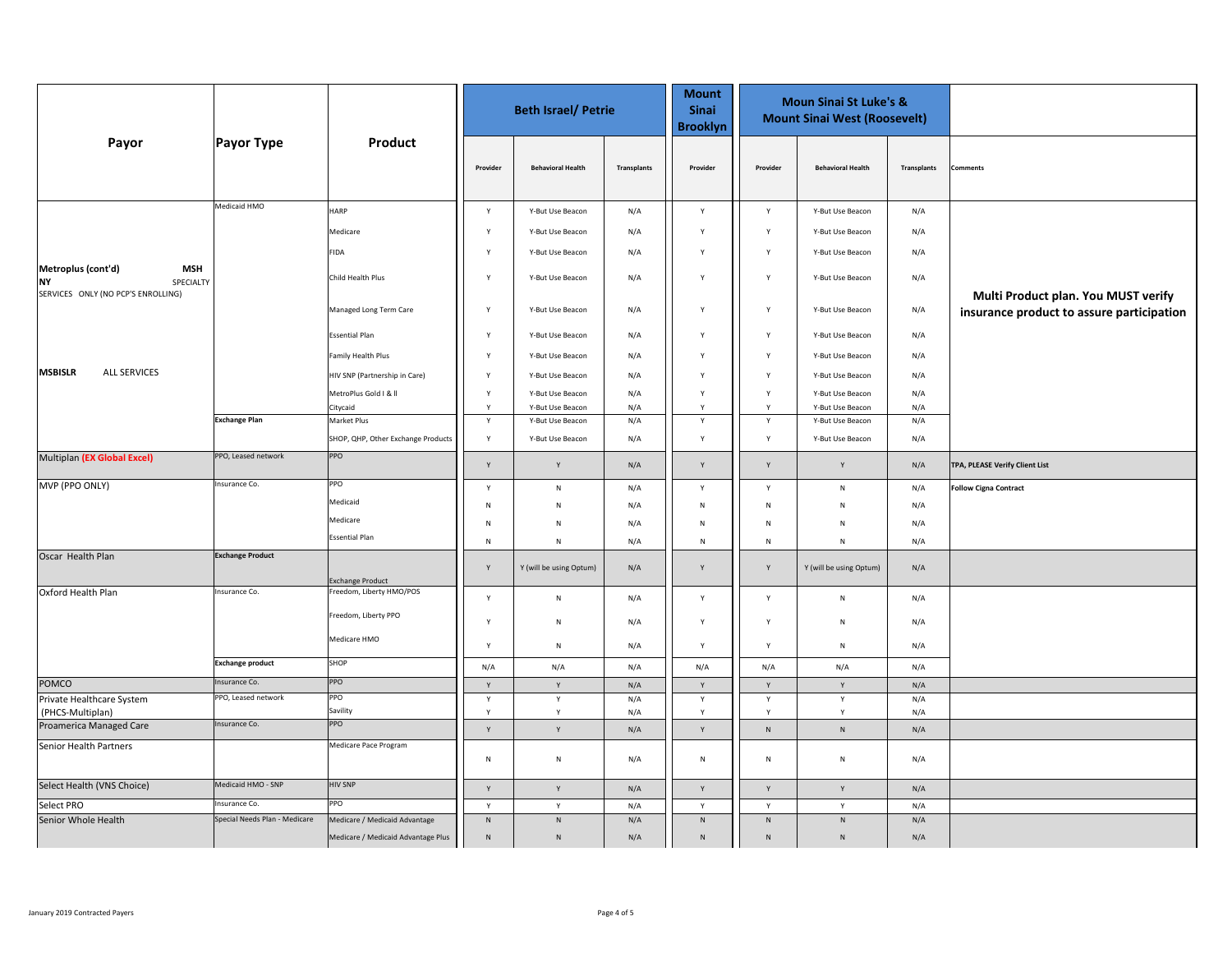| Payor | Payor Type | Product | Beth Israel/ Petrie | | | Mount Sinai Brooklyn | Moun Sinai St Luke's & Mount Sinai West (Roosevelt) | | | Comments |
|---|---|---|---|---|---|---|---|---|---|---|
| | | | Provider | Behavioral Health | Transplants | Provider | Provider | Behavioral Health | Transplants | Comments |
| Metroplus (cont'd) MSH NY SPECIALTY SERVICES ONLY (NO PCP'S ENROLLING) MSBISLR ALL SERVICES | Medicaid HMO | HARP | Y | Y-But Use Beacon | N/A | Y | Y | Y-But Use Beacon | N/A | Multi Product plan. You MUST verify insurance product to assure participation |
| | | Medicare | Y | Y-But Use Beacon | N/A | Y | Y | Y-But Use Beacon | N/A | |
| | | FIDA | Y | Y-But Use Beacon | N/A | Y | Y | Y-But Use Beacon | N/A | |
| | | Child Health Plus | Y | Y-But Use Beacon | N/A | Y | Y | Y-But Use Beacon | N/A | |
| | | Managed Long Term Care | Y | Y-But Use Beacon | N/A | Y | Y | Y-But Use Beacon | N/A | |
| | | Essential Plan | Y | Y-But Use Beacon | N/A | Y | Y | Y-But Use Beacon | N/A | |
| | | Family Health Plus | Y | Y-But Use Beacon | N/A | Y | Y | Y-But Use Beacon | N/A | |
| | | HIV SNP (Partnership in Care) | Y | Y-But Use Beacon | N/A | Y | Y | Y-But Use Beacon | N/A | |
| | | MetroPlus Gold I & II | Y | Y-But Use Beacon | N/A | Y | Y | Y-But Use Beacon | N/A | |
| | | Citycaid | Y | Y-But Use Beacon | N/A | Y | Y | Y-But Use Beacon | N/A | |
| | **Exchange Plan** | Market Plus | Y | Y-But Use Beacon | N/A | Y | Y | Y-But Use Beacon | N/A | |
| | | SHOP, QHP, Other Exchange Products | Y | Y-But Use Beacon | N/A | Y | Y | Y-But Use Beacon | N/A | |
| Multiplan **(EX Global Excel)** | PPO, Leased network | PPO | Y | Y | N/A | Y | Y | Y | N/A | **TPA, PLEASE Verify Client List** |
| MVP (PPO ONLY) | Insurance Co. | PPO | Y | N | N/A | Y | Y | N | N/A | **Follow Cigna Contract** |
| | | Medicaid | N | N | N/A | N | N | N | N/A | |
| | | Medicare | N | N | N/A | N | N | N | N/A | |
| | | Essential Plan | N | N | N/A | N | N | N | N/A | |
| Oscar Health Plan | **Exchange Product** | Exchange Product | Y | Y (will be using Optum) | N/A | Y | Y | Y (will be using Optum) | N/A | |
| Oxford Health Plan | Insurance Co. | Freedom, Liberty HMO/POS | Y | N | N/A | Y | Y | N | N/A | |
| | | Freedom, Liberty PPO | Y | N | N/A | Y | Y | N | N/A | |
| | | Medicare HMO | Y | N | N/A | Y | Y | N | N/A | |
| | **Exchange product** | SHOP | N/A | N/A | N/A | N/A | N/A | N/A | N/A | |
| POMCO | Insurance Co. | PPO | Y | Y | N/A | Y | Y | Y | N/A | |
| Private Healthcare System (PHCS-Multiplan) | PPO, Leased network | PPO | Y | Y | N/A | Y | Y | Y | N/A | |
| | | Savility | Y | Y | N/A | Y | Y | Y | N/A | |
| Proamerica Managed Care | Insurance Co. | PPO | Y | Y | N/A | Y | N | N | N/A | |
| Senior Health Partners | | Medicare Pace Program | N | N | N/A | N | N | N | N/A | |
| Select Health (VNS Choice) | Medicaid HMO - SNP | HIV SNP | Y | Y | N/A | Y | Y | Y | N/A | |
| Select PRO | Insurance Co. | PPO | Y | Y | N/A | Y | Y | Y | N/A | |
| Senior Whole Health | Special Needs Plan - Medicare | Medicare / Medicaid Advantage | N | N | N/A | N | N | N | N/A | |
| | | Medicare / Medicaid Advantage Plus | N | N | N/A | N | N | N | N/A | |

January 2019 Contracted Payers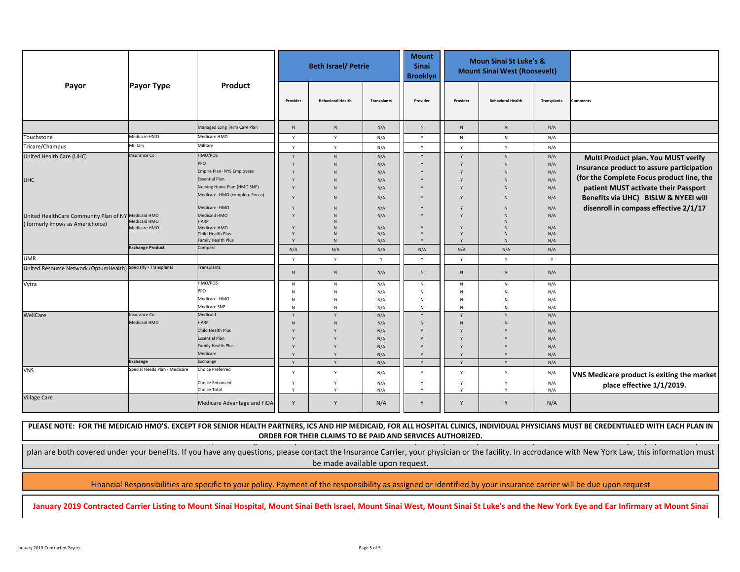| Payor | Payor Type | Product | Beth Israel/ Petrie | | | Mount Sinai Brooklyn | Moun Sinai St Luke's & Mount Sinai West (Roosevelt) | | | |
|---|---|---|---|---|---|---|---|---|---|---|
| | | | Provider | Behavioral Health | Transplants | Provider | Provider | Behavioral Health | Transplants | Comments |
| | | Managed Long Term Care Plan | N | N | N/A | N | N | N | N/A | |
| Touchstone | Medicare HMO | Medicare HMO | Y | Y | N/A | Y | N | N | N/A | |
| Tricare/Champus | Military | Military | Y | Y | N/A | Y | Y | Y | N/A | |
| United Health Care (UHC) | Insurance Co. | HMO/POS | Y | N | N/A | Y | Y | N | N/A | **Multi Product plan. You MUST verify insurance product to assure participation (for the Complete Focus product line, the patient MUST activate their Passport Benefits via UHC) BSLW & NYEEI will disenroll in compass effective 2/1/17** |
| | | PPO | Y | N | N/A | Y | Y | N | N/A | |
| | | Empire Plan- NYS Employees | Y | N | N/A | Y | Y | N | N/A | |
| UHC | | Essential Plan | Y | N | N/A | Y | Y | N | N/A | |
| | | Nursing Home Plan (HMO SNP) | Y | N | N/A | Y | Y | N | N/A | |
| | | Medicare- HMO (complete Focus) | Y | N | N/A | Y | Y | N | N/A | |
| | | Medicare- HMO | Y | N | N/A | Y | Y | N | N/A | |
| United HealthCare Community Plan of NY ( formerly knows as Americhoice) | Medicaid HMO | Medicaid HMO | Y | N | N/A | Y | Y | N | N/A | |
| | Medicaid HMO | HARP | | N | | | | N | | |
| | Medicare HMO | Medicare HMO | Y | N | N/A | Y | Y | N | N/A | |
| | | Child Health Plus | Y | N | N/A | Y | Y | N | N/A | |
| | | Family Health Plus | Y | N | N/A | Y | Y | N | N/A | |
| | **Exchange Product** | Compass | N/A | N/A | N/A | N/A | N/A | N/A | N/A | |
| UMR | | | Y | Y | Y | Y | Y | Y | Y | |
| United Resource Network (OptumHealth) | Specialty - Transplants | Transplants | N | N | N/A | N | N | N | N/A | |
| Vytra | | HMO/POS | N | N | N/A | N | N | N | N/A | |
| | | PPO | N | N | N/A | N | N | N | N/A | |
| | | Medicare- HMO | N | N | N/A | N | N | N | N/A | |
| | | Medicare SNP | N | N | N/A | N | N | N | N/A | |
| WellCare | Insurance Co. | Medicaid | Y | Y | N/A | Y | Y | Y | N/A | |
| | Medicaid HMO | HARP | N | N | N/A | N | N | N | N/A | |
| | | Child Health Plus | Y | Y | N/A | Y | Y | Y | N/A | |
| | | Essential Plan | Y | Y | N/A | Y | Y | Y | N/A | |
| | | Family Health Plus | Y | Y | N/A | Y | Y | Y | N/A | |
| | | Medicare | Y | Y | N/A | Y | Y | Y | N/A | |
| | **Exchange** | Exchange | Y | Y | N/A | Y | Y | Y | N/A | |
| VNS | Special Needs Plan - Medicare | Choice Preferred | Y | Y | N/A | Y | Y | Y | N/A | **VNS Medicare product is exiting the market place effective 1/1/2019.** |
| | | Choice Enhanced | Y | Y | N/A | Y | Y | Y | N/A | |
| | | Choice Total | Y | Y | N/A | Y | Y | Y | N/A | |
| Village Care | | Medicare Advantage and FIDA | Y | Y | N/A | Y | Y | Y | N/A | |

**PLEASE NOTE: FOR THE MEDICAID HMO'S. EXCEPT FOR SENIOR HEALTH PARTNERS, ICS AND HIP MEDICAID, FOR ALL HOSPITAL CLINICS, INDIVIDUAL PHYSICIANS MUST BE CREDENTIALED WITH EACH PLAN IN ORDER FOR THEIR CLAIMS TO BE PAID AND SERVICES AUTHORIZED.**

plan are both covered under your benefits. If you have any questions, please contact the Insurance Carrier, your physician or the facility. In accrodance with New York Law, this information must be made available upon request.

Financial Responsibilities are specific to your policy. Payment of the responsibility as assigned or identified by your insurance carrier will be due upon request

**January 2019 Contracted Carrier Listing to Mount Sinai Hospital, Mount Sinai Beth Israel, Mount Sinai West, Mount Sinai St Luke's and the New York Eye and Ear Infirmary at Mount Sinai**